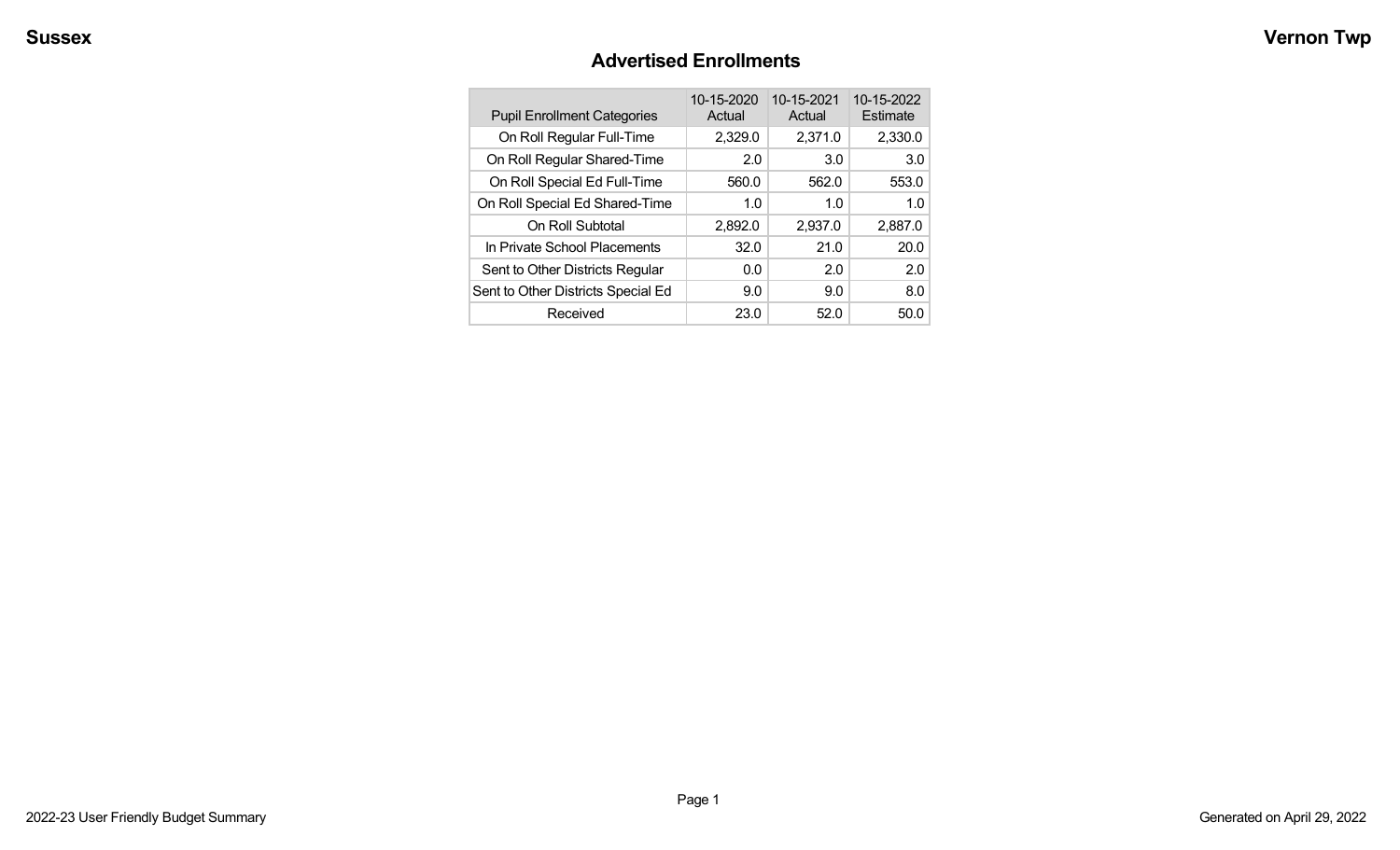Sussex

Vernon Twp

## Advertised Enrollments

| Pupil Enrollment Categories | 10-15-2020 Actual | 10-15-2021 Actual | 10-15-2022 Estimate |
|---|---|---|---|
| On Roll Regular Full-Time | 2,329.0 | 2,371.0 | 2,330.0 |
| On Roll Regular Shared-Time | 2.0 | 3.0 | 3.0 |
| On Roll Special Ed Full-Time | 560.0 | 562.0 | 553.0 |
| On Roll Special Ed Shared-Time | 1.0 | 1.0 | 1.0 |
| On Roll Subtotal | 2,892.0 | 2,937.0 | 2,887.0 |
| In Private School Placements | 32.0 | 21.0 | 20.0 |
| Sent to Other Districts Regular | 0.0 | 2.0 | 2.0 |
| Sent to Other Districts Special Ed | 9.0 | 9.0 | 8.0 |
| Received | 23.0 | 52.0 | 50.0 |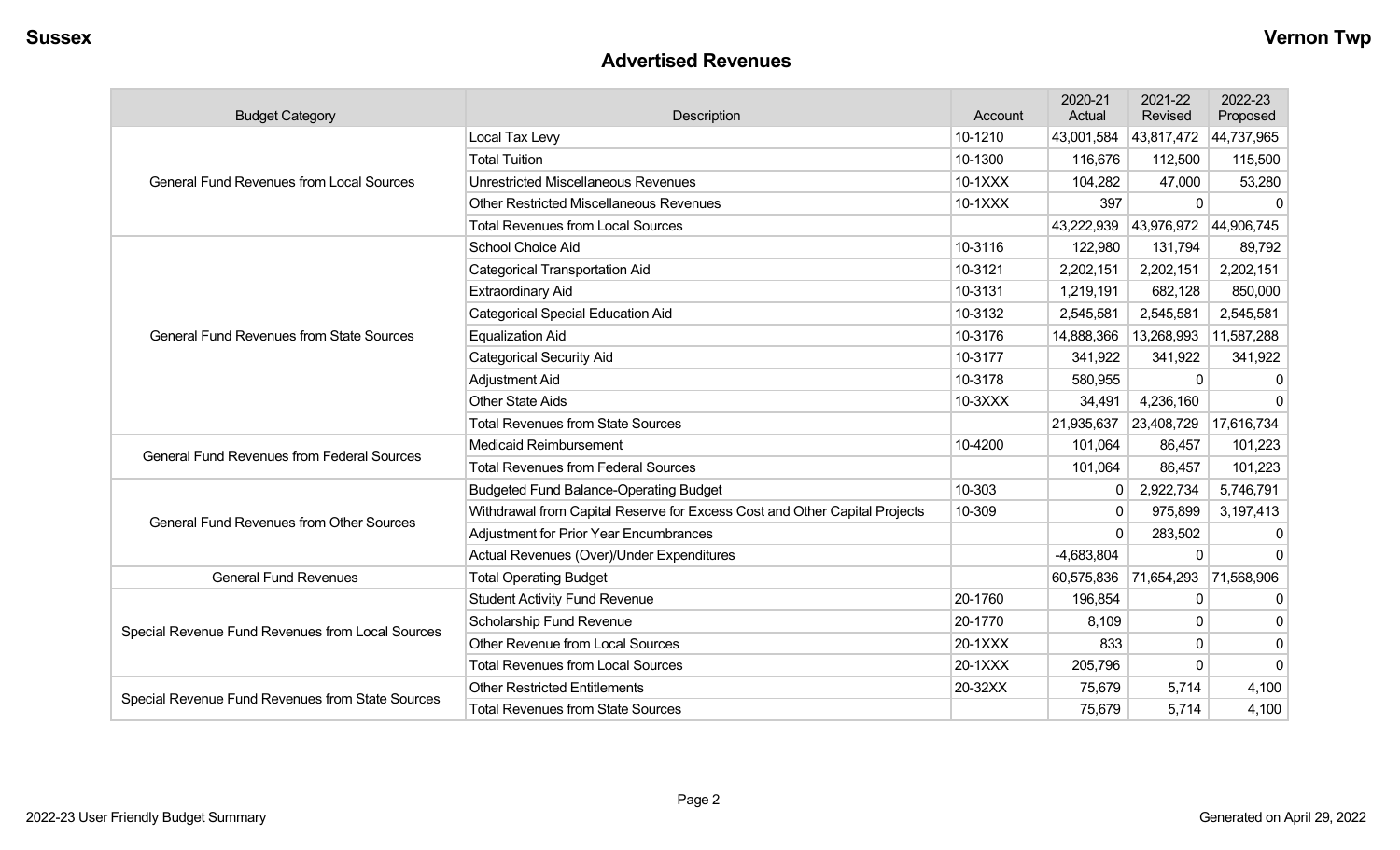## Advertised Revenues

| Budget Category | Description | Account | 2020-21 Actual | 2021-22 Revised | 2022-23 Proposed |
|---|---|---|---|---|---|
| General Fund Revenues from Local Sources | Local Tax Levy | 10-1210 | 43,001,584 | 43,817,472 | 44,737,965 |
| | Total Tuition | 10-1300 | 116,676 | 112,500 | 115,500 |
| | Unrestricted Miscellaneous Revenues | 10-1XXX | 104,282 | 47,000 | 53,280 |
| | Other Restricted Miscellaneous Revenues | 10-1XXX | 397 | 0 | 0 |
| | Total Revenues from Local Sources | | 43,222,939 | 43,976,972 | 44,906,745 |
| General Fund Revenues from State Sources | School Choice Aid | 10-3116 | 122,980 | 131,794 | 89,792 |
| | Categorical Transportation Aid | 10-3121 | 2,202,151 | 2,202,151 | 2,202,151 |
| | Extraordinary Aid | 10-3131 | 1,219,191 | 682,128 | 850,000 |
| | Categorical Special Education Aid | 10-3132 | 2,545,581 | 2,545,581 | 2,545,581 |
| | Equalization Aid | 10-3176 | 14,888,366 | 13,268,993 | 11,587,288 |
| | Categorical Security Aid | 10-3177 | 341,922 | 341,922 | 341,922 |
| | Adjustment Aid | 10-3178 | 580,955 | 0 | 0 |
| | Other State Aids | 10-3XXX | 34,491 | 4,236,160 | 0 |
| | Total Revenues from State Sources | | 21,935,637 | 23,408,729 | 17,616,734 |
| General Fund Revenues from Federal Sources | Medicaid Reimbursement | 10-4200 | 101,064 | 86,457 | 101,223 |
| | Total Revenues from Federal Sources | | 101,064 | 86,457 | 101,223 |
| General Fund Revenues from Other Sources | Budgeted Fund Balance-Operating Budget | 10-303 | 0 | 2,922,734 | 5,746,791 |
| | Withdrawal from Capital Reserve for Excess Cost and Other Capital Projects | 10-309 | 0 | 975,899 | 3,197,413 |
| | Adjustment for Prior Year Encumbrances | | 0 | 283,502 | 0 |
| | Actual Revenues (Over)/Under Expenditures | | -4,683,804 | 0 | 0 |
| General Fund Revenues | Total Operating Budget | | 60,575,836 | 71,654,293 | 71,568,906 |
| Special Revenue Fund Revenues from Local Sources | Student Activity Fund Revenue | 20-1760 | 196,854 | 0 | 0 |
| | Scholarship Fund Revenue | 20-1770 | 8,109 | 0 | 0 |
| | Other Revenue from Local Sources | 20-1XXX | 833 | 0 | 0 |
| | Total Revenues from Local Sources | 20-1XXX | 205,796 | 0 | 0 |
| Special Revenue Fund Revenues from State Sources | Other Restricted Entitlements | 20-32XX | 75,679 | 5,714 | 4,100 |
| | Total Revenues from State Sources | | 75,679 | 5,714 | 4,100 |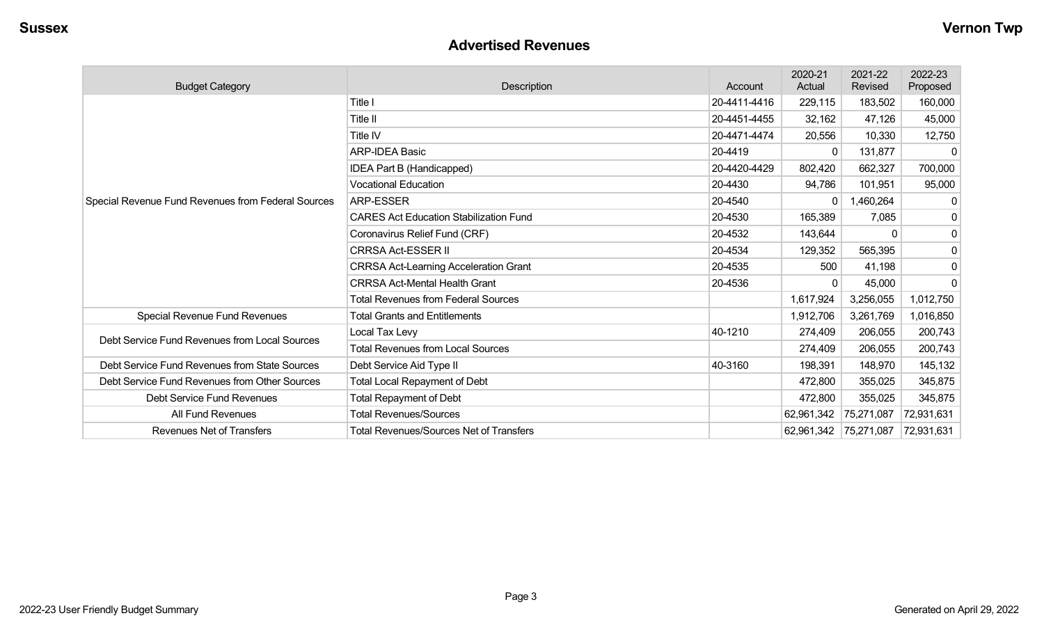## Advertised Revenues

| Budget Category | Description | Account | 2020-21 Actual | 2021-22 Revised | 2022-23 Proposed |
|---|---|---|---|---|---|
| Special Revenue Fund Revenues from Federal Sources | Title I | 20-4411-4416 | 229,115 | 183,502 | 160,000 |
| | Title II | 20-4451-4455 | 32,162 | 47,126 | 45,000 |
| | Title IV | 20-4471-4474 | 20,556 | 10,330 | 12,750 |
| | ARP-IDEA Basic | 20-4419 | 0 | 131,877 | 0 |
| | IDEA Part B (Handicapped) | 20-4420-4429 | 802,420 | 662,327 | 700,000 |
| | Vocational Education | 20-4430 | 94,786 | 101,951 | 95,000 |
| | ARP-ESSER | 20-4540 | 0 | 1,460,264 | 0 |
| | CARES Act Education Stabilization Fund | 20-4530 | 165,389 | 7,085 | 0 |
| | Coronavirus Relief Fund (CRF) | 20-4532 | 143,644 | 0 | 0 |
| | CRRSA Act-ESSER II | 20-4534 | 129,352 | 565,395 | 0 |
| | CRRSA Act-Learning Acceleration Grant | 20-4535 | 500 | 41,198 | 0 |
| | CRRSA Act-Mental Health Grant | 20-4536 | 0 | 45,000 | 0 |
| | Total Revenues from Federal Sources | | 1,617,924 | 3,256,055 | 1,012,750 |
| Special Revenue Fund Revenues | Total Grants and Entitlements | | 1,912,706 | 3,261,769 | 1,016,850 |
| Debt Service Fund Revenues from Local Sources | Local Tax Levy | 40-1210 | 274,409 | 206,055 | 200,743 |
| | Total Revenues from Local Sources | | 274,409 | 206,055 | 200,743 |
| Debt Service Fund Revenues from State Sources | Debt Service Aid Type II | 40-3160 | 198,391 | 148,970 | 145,132 |
| Debt Service Fund Revenues from Other Sources | Total Local Repayment of Debt | | 472,800 | 355,025 | 345,875 |
| Debt Service Fund Revenues | Total Repayment of Debt | | 472,800 | 355,025 | 345,875 |
| All Fund Revenues | Total Revenues/Sources | | 62,961,342 | 75,271,087 | 72,931,631 |
| Revenues Net of Transfers | Total Revenues/Sources Net of Transfers | | 62,961,342 | 75,271,087 | 72,931,631 |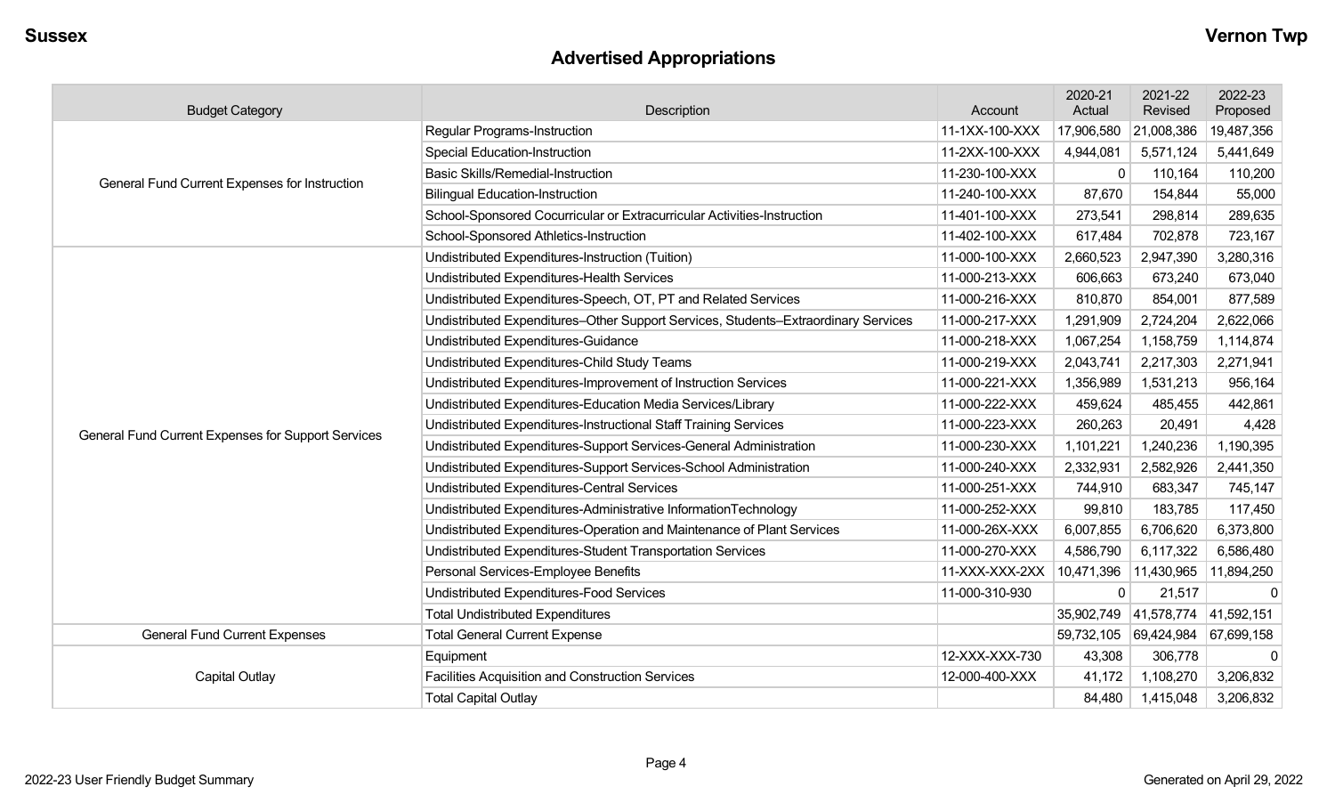## Advertised Appropriations

| Budget Category | Description | Account | 2020-21 Actual | 2021-22 Revised | 2022-23 Proposed |
|---|---|---|---|---|---|
| General Fund Current Expenses for Instruction | Regular Programs-Instruction | 11-1XX-100-XXX | 17,906,580 | 21,008,386 | 19,487,356 |
| | Special Education-Instruction | 11-2XX-100-XXX | 4,944,081 | 5,571,124 | 5,441,649 |
| | Basic Skills/Remedial-Instruction | 11-230-100-XXX | 0 | 110,164 | 110,200 |
| | Bilingual Education-Instruction | 11-240-100-XXX | 87,670 | 154,844 | 55,000 |
| | School-Sponsored Cocurricular or Extracurricular Activities-Instruction | 11-401-100-XXX | 273,541 | 298,814 | 289,635 |
| | School-Sponsored Athletics-Instruction | 11-402-100-XXX | 617,484 | 702,878 | 723,167 |
| General Fund Current Expenses for Support Services | Undistributed Expenditures-Instruction (Tuition) | 11-000-100-XXX | 2,660,523 | 2,947,390 | 3,280,316 |
| | Undistributed Expenditures-Health Services | 11-000-213-XXX | 606,663 | 673,240 | 673,040 |
| | Undistributed Expenditures-Speech, OT, PT and Related Services | 11-000-216-XXX | 810,870 | 854,001 | 877,589 |
| | Undistributed Expenditures–Other Support Services, Students–Extraordinary Services | 11-000-217-XXX | 1,291,909 | 2,724,204 | 2,622,066 |
| | Undistributed Expenditures-Guidance | 11-000-218-XXX | 1,067,254 | 1,158,759 | 1,114,874 |
| | Undistributed Expenditures-Child Study Teams | 11-000-219-XXX | 2,043,741 | 2,217,303 | 2,271,941 |
| | Undistributed Expenditures-Improvement of Instruction Services | 11-000-221-XXX | 1,356,989 | 1,531,213 | 956,164 |
| | Undistributed Expenditures-Education Media Services/Library | 11-000-222-XXX | 459,624 | 485,455 | 442,861 |
| | Undistributed Expenditures-Instructional Staff Training Services | 11-000-223-XXX | 260,263 | 20,491 | 4,428 |
| | Undistributed Expenditures-Support Services-General Administration | 11-000-230-XXX | 1,101,221 | 1,240,236 | 1,190,395 |
| | Undistributed Expenditures-Support Services-School Administration | 11-000-240-XXX | 2,332,931 | 2,582,926 | 2,441,350 |
| | Undistributed Expenditures-Central Services | 11-000-251-XXX | 744,910 | 683,347 | 745,147 |
| | Undistributed Expenditures-Administrative InformationTechnology | 11-000-252-XXX | 99,810 | 183,785 | 117,450 |
| | Undistributed Expenditures-Operation and Maintenance of Plant Services | 11-000-26X-XXX | 6,007,855 | 6,706,620 | 6,373,800 |
| | Undistributed Expenditures-Student Transportation Services | 11-000-270-XXX | 4,586,790 | 6,117,322 | 6,586,480 |
| | Personal Services-Employee Benefits | 11-XXX-XXX-2XX | 10,471,396 | 11,430,965 | 11,894,250 |
| | Undistributed Expenditures-Food Services | 11-000-310-930 | 0 | 21,517 | 0 |
| | Total Undistributed Expenditures | | 35,902,749 | 41,578,774 | 41,592,151 |
| General Fund Current Expenses | Total General Current Expense | | 59,732,105 | 69,424,984 | 67,699,158 |
| Capital Outlay | Equipment | 12-XXX-XXX-730 | 43,308 | 306,778 | 0 |
| | Facilities Acquisition and Construction Services | 12-000-400-XXX | 41,172 | 1,108,270 | 3,206,832 |
| | Total Capital Outlay | | 84,480 | 1,415,048 | 3,206,832 |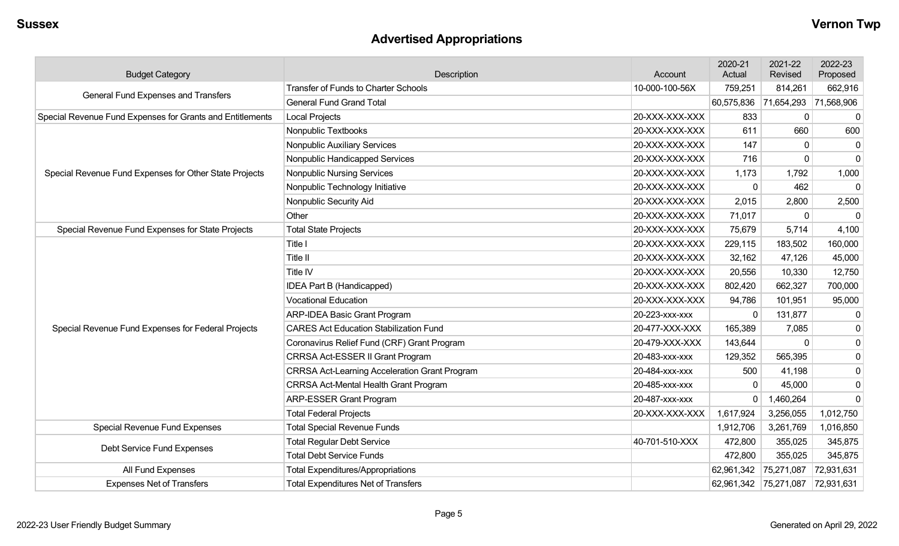## Advertised Appropriations

| Budget Category | Description | Account | 2020-21 Actual | 2021-22 Revised | 2022-23 Proposed |
|---|---|---|---|---|---|
| General Fund Expenses and Transfers | Transfer of Funds to Charter Schools | 10-000-100-56X | 759,251 | 814,261 | 662,916 |
| | General Fund Grand Total | | 60,575,836 | 71,654,293 | 71,568,906 |
| Special Revenue Fund Expenses for Grants and Entitlements | Local Projects | 20-XXX-XXX-XXX | 833 | 0 | 0 |
| Special Revenue Fund Expenses for Other State Projects | Nonpublic Textbooks | 20-XXX-XXX-XXX | 611 | 660 | 600 |
| | Nonpublic Auxiliary Services | 20-XXX-XXX-XXX | 147 | 0 | 0 |
| | Nonpublic Handicapped Services | 20-XXX-XXX-XXX | 716 | 0 | 0 |
| | Nonpublic Nursing Services | 20-XXX-XXX-XXX | 1,173 | 1,792 | 1,000 |
| | Nonpublic Technology Initiative | 20-XXX-XXX-XXX | 0 | 462 | 0 |
| | Nonpublic Security Aid | 20-XXX-XXX-XXX | 2,015 | 2,800 | 2,500 |
| | Other | 20-XXX-XXX-XXX | 71,017 | 0 | 0 |
| Special Revenue Fund Expenses for State Projects | Total State Projects | 20-XXX-XXX-XXX | 75,679 | 5,714 | 4,100 |
| Special Revenue Fund Expenses for Federal Projects | Title I | 20-XXX-XXX-XXX | 229,115 | 183,502 | 160,000 |
| | Title II | 20-XXX-XXX-XXX | 32,162 | 47,126 | 45,000 |
| | Title IV | 20-XXX-XXX-XXX | 20,556 | 10,330 | 12,750 |
| | IDEA Part B (Handicapped) | 20-XXX-XXX-XXX | 802,420 | 662,327 | 700,000 |
| | Vocational Education | 20-XXX-XXX-XXX | 94,786 | 101,951 | 95,000 |
| | ARP-IDEA Basic Grant Program | 20-223-xxx-xxx | 0 | 131,877 | 0 |
| | CARES Act Education Stabilization Fund | 20-477-XXX-XXX | 165,389 | 7,085 | 0 |
| | Coronavirus Relief Fund (CRF) Grant Program | 20-479-XXX-XXX | 143,644 | 0 | 0 |
| | CRRSA Act-ESSER II Grant Program | 20-483-xxx-xxx | 129,352 | 565,395 | 0 |
| | CRRSA Act-Learning Acceleration Grant Program | 20-484-xxx-xxx | 500 | 41,198 | 0 |
| | CRRSA Act-Mental Health Grant Program | 20-485-xxx-xxx | 0 | 45,000 | 0 |
| | ARP-ESSER Grant Program | 20-487-xxx-xxx | 0 | 1,460,264 | 0 |
| | Total Federal Projects | 20-XXX-XXX-XXX | 1,617,924 | 3,256,055 | 1,012,750 |
| Special Revenue Fund Expenses | Total Special Revenue Funds | | 1,912,706 | 3,261,769 | 1,016,850 |
| Debt Service Fund Expenses | Total Regular Debt Service | 40-701-510-XXX | 472,800 | 355,025 | 345,875 |
| | Total Debt Service Funds | | 472,800 | 355,025 | 345,875 |
| All Fund Expenses | Total Expenditures/Appropriations | | 62,961,342 | 75,271,087 | 72,931,631 |
| Expenses Net of Transfers | Total Expenditures Net of Transfers | | 62,961,342 | 75,271,087 | 72,931,631 |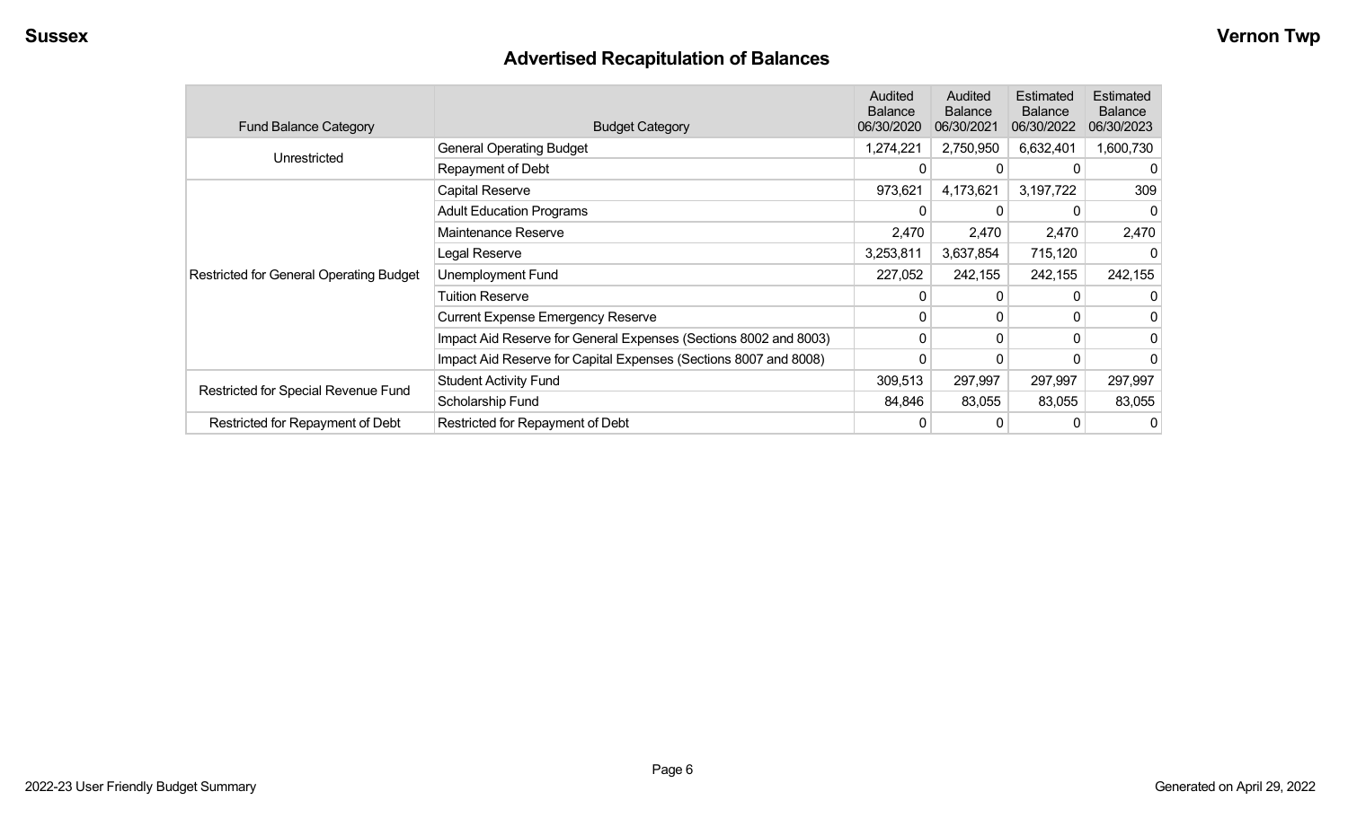## Advertised Recapitulation of Balances

| Fund Balance Category | Budget Category | Audited Balance 06/30/2020 | Audited Balance 06/30/2021 | Estimated Balance 06/30/2022 | Estimated Balance 06/30/2023 |
|---|---|---|---|---|---|
| Unrestricted | General Operating Budget | 1,274,221 | 2,750,950 | 6,632,401 | 1,600,730 |
| | Repayment of Debt | 0 | 0 | 0 | 0 |
| Restricted for General Operating Budget | Capital Reserve | 973,621 | 4,173,621 | 3,197,722 | 309 |
| | Adult Education Programs | 0 | 0 | 0 | 0 |
| | Maintenance Reserve | 2,470 | 2,470 | 2,470 | 2,470 |
| | Legal Reserve | 3,253,811 | 3,637,854 | 715,120 | 0 |
| | Unemployment Fund | 227,052 | 242,155 | 242,155 | 242,155 |
| | Tuition Reserve | 0 | 0 | 0 | 0 |
| | Current Expense Emergency Reserve | 0 | 0 | 0 | 0 |
| | Impact Aid Reserve for General Expenses (Sections 8002 and 8003) | 0 | 0 | 0 | 0 |
| | Impact Aid Reserve for Capital Expenses (Sections 8007 and 8008) | 0 | 0 | 0 | 0 |
| Restricted for Special Revenue Fund | Student Activity Fund | 309,513 | 297,997 | 297,997 | 297,997 |
| | Scholarship Fund | 84,846 | 83,055 | 83,055 | 83,055 |
| Restricted for Repayment of Debt | Restricted for Repayment of Debt | 0 | 0 | 0 | 0 |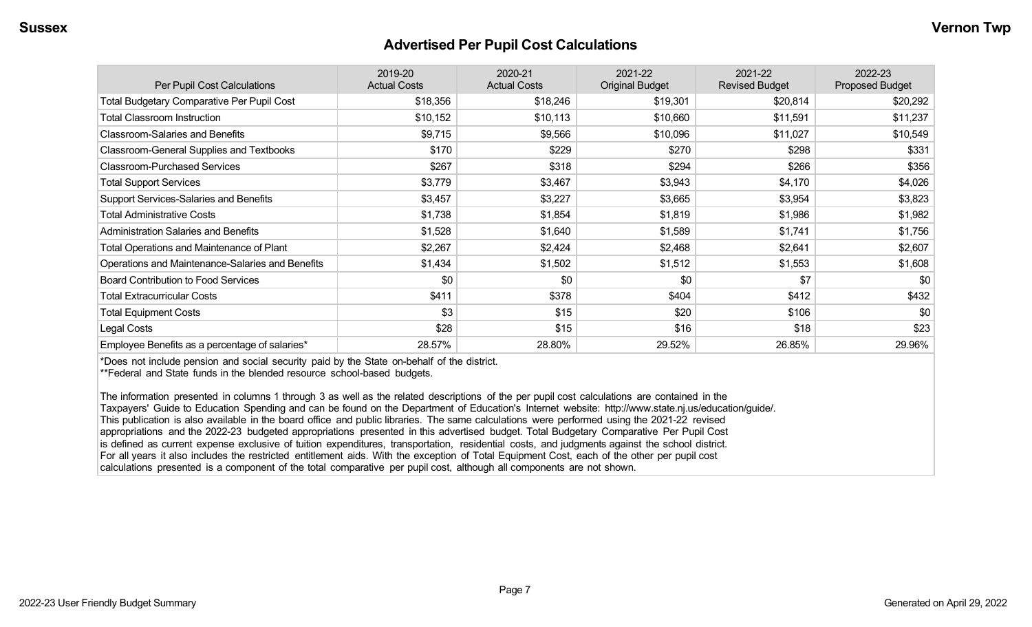## Advertised Per Pupil Cost Calculations

| Per Pupil Cost Calculations | 2019-20 Actual Costs | 2020-21 Actual Costs | 2021-22 Original Budget | 2021-22 Revised Budget | 2022-23 Proposed Budget |
|---|---|---|---|---|---|
| Total Budgetary Comparative Per Pupil Cost | $18,356 | $18,246 | $19,301 | $20,814 | $20,292 |
| Total Classroom Instruction | $10,152 | $10,113 | $10,660 | $11,591 | $11,237 |
| Classroom-Salaries and Benefits | $9,715 | $9,566 | $10,096 | $11,027 | $10,549 |
| Classroom-General Supplies and Textbooks | $170 | $229 | $270 | $298 | $331 |
| Classroom-Purchased Services | $267 | $318 | $294 | $266 | $356 |
| Total Support Services | $3,779 | $3,467 | $3,943 | $4,170 | $4,026 |
| Support Services-Salaries and Benefits | $3,457 | $3,227 | $3,665 | $3,954 | $3,823 |
| Total Administrative Costs | $1,738 | $1,854 | $1,819 | $1,986 | $1,982 |
| Administration Salaries and Benefits | $1,528 | $1,640 | $1,589 | $1,741 | $1,756 |
| Total Operations and Maintenance of Plant | $2,267 | $2,424 | $2,468 | $2,641 | $2,607 |
| Operations and Maintenance-Salaries and Benefits | $1,434 | $1,502 | $1,512 | $1,553 | $1,608 |
| Board Contribution to Food Services | $0 | $0 | $0 | $7 | $0 |
| Total Extracurricular Costs | $411 | $378 | $404 | $412 | $432 |
| Total Equipment Costs | $3 | $15 | $20 | $106 | $0 |
| Legal Costs | $28 | $15 | $16 | $18 | $23 |
| Employee Benefits as a percentage of salaries* | 28.57% | 28.80% | 29.52% | 26.85% | 29.96% |

*Does not include pension and social security paid by the State on-behalf of the district.
**Federal and State funds in the blended resource school-based budgets.

The information presented in columns 1 through 3 as well as the related descriptions of the per pupil cost calculations are contained in the Taxpayers' Guide to Education Spending and can be found on the Department of Education's Internet website: http://www.state.nj.us/education/guide/. This publication is also available in the board office and public libraries. The same calculations were performed using the 2021-22 revised appropriations and the 2022-23 budgeted appropriations presented in this advertised budget. Total Budgetary Comparative Per Pupil Cost is defined as current expense exclusive of tuition expenditures, transportation, residential costs, and judgments against the school district. For all years it also includes the restricted entitlement aids. With the exception of Total Equipment Cost, each of the other per pupil cost calculations presented is a component of the total comparative per pupil cost, although all components are not shown.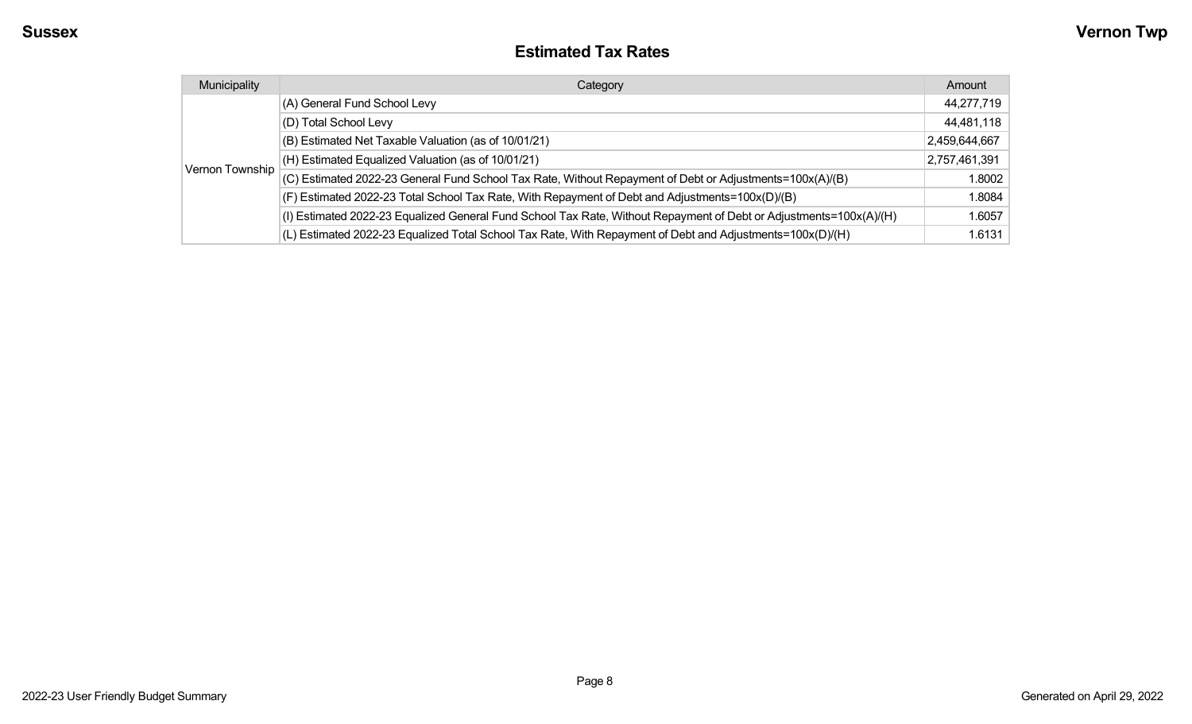## Estimated Tax Rates

| Municipality | Category | Amount |
|---|---|---|
| Vernon Township | (A) General Fund School Levy | 44,277,719 |
| | (D) Total School Levy | 44,481,118 |
| | (B) Estimated Net Taxable Valuation (as of 10/01/21) | 2,459,644,667 |
| | (H) Estimated Equalized Valuation (as of 10/01/21) | 2,757,461,391 |
| | (C) Estimated 2022-23 General Fund School Tax Rate, Without Repayment of Debt or Adjustments=100x(A)/(B) | 1.8002 |
| | (F) Estimated 2022-23 Total School Tax Rate, With Repayment of Debt and Adjustments=100x(D)/(B) | 1.8084 |
| | (I) Estimated 2022-23 Equalized General Fund School Tax Rate, Without Repayment of Debt or Adjustments=100x(A)/(H) | 1.6057 |
| | (L) Estimated 2022-23 Equalized Total School Tax Rate, With Repayment of Debt and Adjustments=100x(D)/(H) | 1.6131 |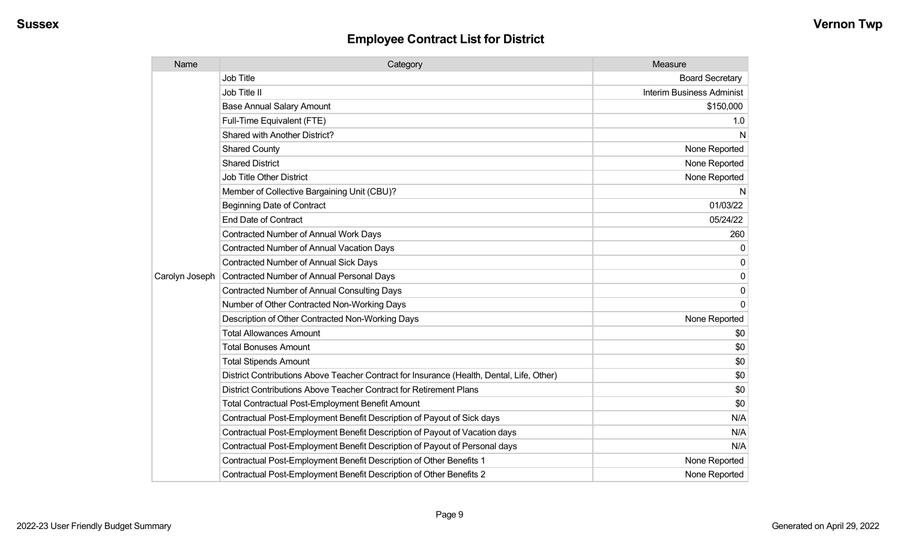## Employee Contract List for District

| Name | Category | Measure |
|---|---|---|
| Carolyn Joseph | Job Title | Board Secretary |
| | Job Title II | Interim Business Administ |
| | Base Annual Salary Amount | $150,000 |
| | Full-Time Equivalent (FTE) | 1.0 |
| | Shared with Another District? | N |
| | Shared County | None Reported |
| | Shared District | None Reported |
| | Job Title Other District | None Reported |
| | Member of Collective Bargaining Unit (CBU)? | N |
| | Beginning Date of Contract | 01/03/22 |
| | End Date of Contract | 05/24/22 |
| | Contracted Number of Annual Work Days | 260 |
| | Contracted Number of Annual Vacation Days | 0 |
| | Contracted Number of Annual Sick Days | 0 |
| | Contracted Number of Annual Personal Days | 0 |
| | Contracted Number of Annual Consulting Days | 0 |
| | Number of Other Contracted Non-Working Days | 0 |
| | Description of Other Contracted Non-Working Days | None Reported |
| | Total Allowances Amount | $0 |
| | Total Bonuses Amount | $0 |
| | Total Stipends Amount | $0 |
| | District Contributions Above Teacher Contract for Insurance (Health, Dental, Life, Other) | $0 |
| | District Contributions Above Teacher Contract for Retirement Plans | $0 |
| | Total Contractual Post-Employment Benefit Amount | $0 |
| | Contractual Post-Employment Benefit Description of Payout of Sick days | N/A |
| | Contractual Post-Employment Benefit Description of Payout of Vacation days | N/A |
| | Contractual Post-Employment Benefit Description of Payout of Personal days | N/A |
| | Contractual Post-Employment Benefit Description of Other Benefits 1 | None Reported |
| | Contractual Post-Employment Benefit Description of Other Benefits 2 | None Reported |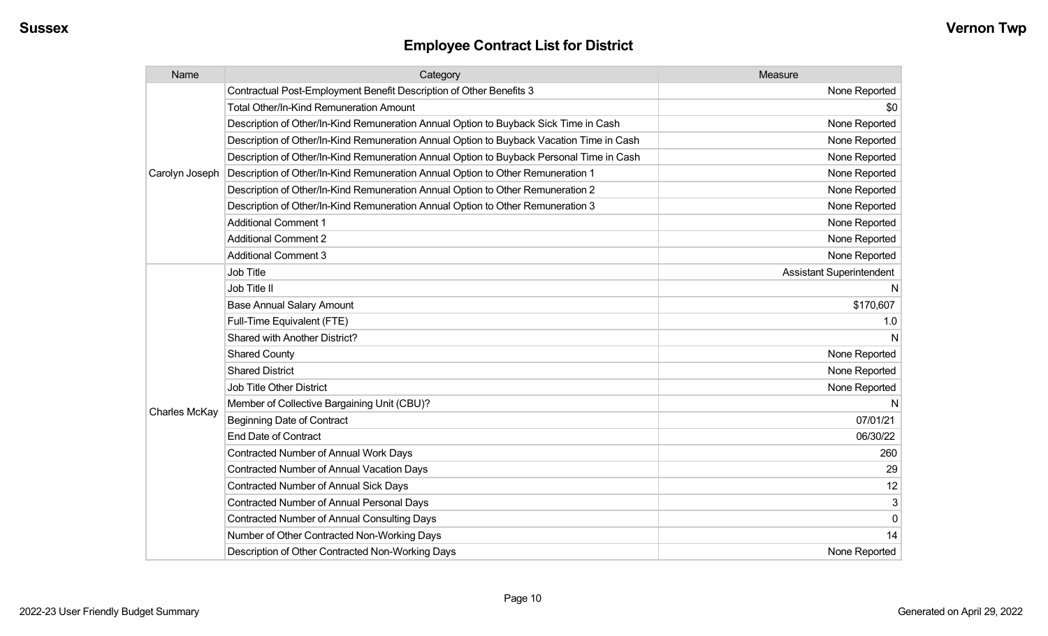## Employee Contract List for District

| Name | Category | Measure |
|---|---|---|
| Carolyn Joseph | Contractual Post-Employment Benefit Description of Other Benefits 3 | None Reported |
| | Total Other/In-Kind Remuneration Amount | $0 |
| | Description of Other/In-Kind Remuneration Annual Option to Buyback Sick Time in Cash | None Reported |
| | Description of Other/In-Kind Remuneration Annual Option to Buyback Vacation Time in Cash | None Reported |
| | Description of Other/In-Kind Remuneration Annual Option to Buyback Personal Time in Cash | None Reported |
| | Description of Other/In-Kind Remuneration Annual Option to Other Remuneration 1 | None Reported |
| | Description of Other/In-Kind Remuneration Annual Option to Other Remuneration 2 | None Reported |
| | Description of Other/In-Kind Remuneration Annual Option to Other Remuneration 3 | None Reported |
| | Additional Comment 1 | None Reported |
| | Additional Comment 2 | None Reported |
| | Additional Comment 3 | None Reported |
| Charles McKay | Job Title | Assistant Superintendent |
| | Job Title II | N |
| | Base Annual Salary Amount | $170,607 |
| | Full-Time Equivalent (FTE) | 1.0 |
| | Shared with Another District? | N |
| | Shared County | None Reported |
| | Shared District | None Reported |
| | Job Title Other District | None Reported |
| | Member of Collective Bargaining Unit (CBU)? | N |
| | Beginning Date of Contract | 07/01/21 |
| | End Date of Contract | 06/30/22 |
| | Contracted Number of Annual Work Days | 260 |
| | Contracted Number of Annual Vacation Days | 29 |
| | Contracted Number of Annual Sick Days | 12 |
| | Contracted Number of Annual Personal Days | 3 |
| | Contracted Number of Annual Consulting Days | 0 |
| | Number of Other Contracted Non-Working Days | 14 |
| | Description of Other Contracted Non-Working Days | None Reported |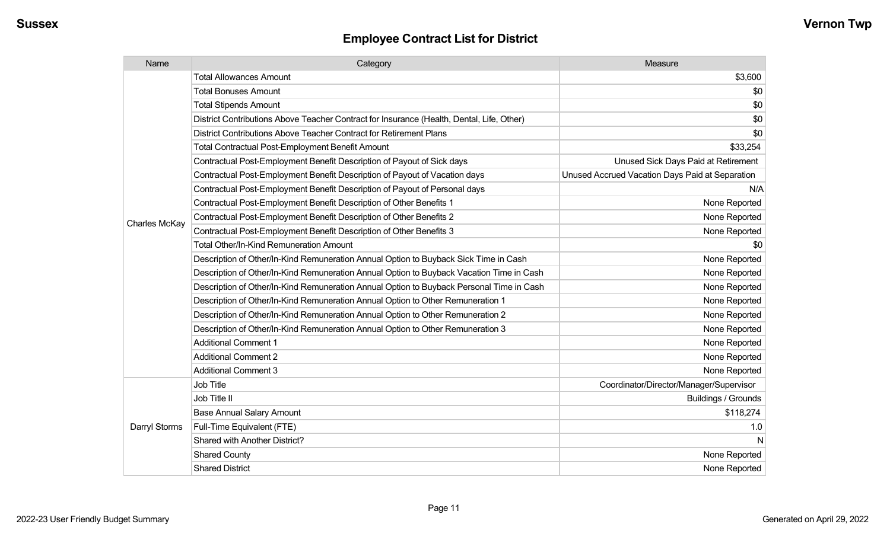## Employee Contract List for District

| Name | Category | Measure |
|---|---|---|
| Charles McKay | Total Allowances Amount | $3,600 |
| | Total Bonuses Amount | $0 |
| | Total Stipends Amount | $0 |
| | District Contributions Above Teacher Contract for Insurance (Health, Dental, Life, Other) | $0 |
| | District Contributions Above Teacher Contract for Retirement Plans | $0 |
| | Total Contractual Post-Employment Benefit Amount | $33,254 |
| | Contractual Post-Employment Benefit Description of Payout of Sick days | Unused Sick Days Paid at Retirement |
| | Contractual Post-Employment Benefit Description of Payout of Vacation days | Unused Accrued Vacation Days Paid at Separation |
| | Contractual Post-Employment Benefit Description of Payout of Personal days | N/A |
| | Contractual Post-Employment Benefit Description of Other Benefits 1 | None Reported |
| | Contractual Post-Employment Benefit Description of Other Benefits 2 | None Reported |
| | Contractual Post-Employment Benefit Description of Other Benefits 3 | None Reported |
| | Total Other/In-Kind Remuneration Amount | $0 |
| | Description of Other/In-Kind Remuneration Annual Option to Buyback Sick Time in Cash | None Reported |
| | Description of Other/In-Kind Remuneration Annual Option to Buyback Vacation Time in Cash | None Reported |
| | Description of Other/In-Kind Remuneration Annual Option to Buyback Personal Time in Cash | None Reported |
| | Description of Other/In-Kind Remuneration Annual Option to Other Remuneration 1 | None Reported |
| | Description of Other/In-Kind Remuneration Annual Option to Other Remuneration 2 | None Reported |
| | Description of Other/In-Kind Remuneration Annual Option to Other Remuneration 3 | None Reported |
| | Additional Comment 1 | None Reported |
| | Additional Comment 2 | None Reported |
| | Additional Comment 3 | None Reported |
| Darryl Storms | Job Title | Coordinator/Director/Manager/Supervisor |
| | Job Title II | Buildings / Grounds |
| | Base Annual Salary Amount | $118,274 |
| | Full-Time Equivalent (FTE) | 1.0 |
| | Shared with Another District? | N |
| | Shared County | None Reported |
| | Shared District | None Reported |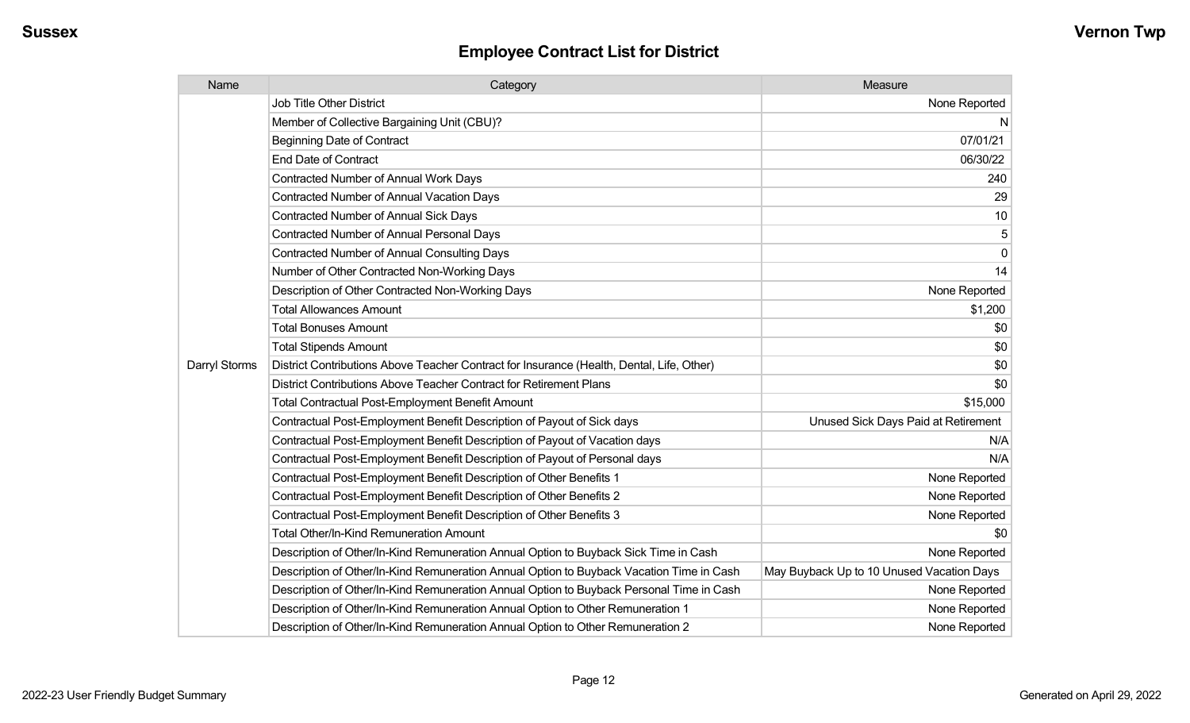# Employee Contract List for District

| Name | Category | Measure |
|---|---|---|
| Darryl Storms | Job Title Other District | None Reported |
| | Member of Collective Bargaining Unit (CBU)? | N |
| | Beginning Date of Contract | 07/01/21 |
| | End Date of Contract | 06/30/22 |
| | Contracted Number of Annual Work Days | 240 |
| | Contracted Number of Annual Vacation Days | 29 |
| | Contracted Number of Annual Sick Days | 10 |
| | Contracted Number of Annual Personal Days | 5 |
| | Contracted Number of Annual Consulting Days | 0 |
| | Number of Other Contracted Non-Working Days | 14 |
| | Description of Other Contracted Non-Working Days | None Reported |
| | Total Allowances Amount | $1,200 |
| | Total Bonuses Amount | $0 |
| | Total Stipends Amount | $0 |
| | District Contributions Above Teacher Contract for Insurance (Health, Dental, Life, Other) | $0 |
| | District Contributions Above Teacher Contract for Retirement Plans | $0 |
| | Total Contractual Post-Employment Benefit Amount | $15,000 |
| | Contractual Post-Employment Benefit Description of Payout of Sick days | Unused Sick Days Paid at Retirement |
| | Contractual Post-Employment Benefit Description of Payout of Vacation days | N/A |
| | Contractual Post-Employment Benefit Description of Payout of Personal days | N/A |
| | Contractual Post-Employment Benefit Description of Other Benefits 1 | None Reported |
| | Contractual Post-Employment Benefit Description of Other Benefits 2 | None Reported |
| | Contractual Post-Employment Benefit Description of Other Benefits 3 | None Reported |
| | Total Other/In-Kind Remuneration Amount | $0 |
| | Description of Other/In-Kind Remuneration Annual Option to Buyback Sick Time in Cash | None Reported |
| | Description of Other/In-Kind Remuneration Annual Option to Buyback Vacation Time in Cash | May Buyback Up to 10 Unused Vacation Days |
| | Description of Other/In-Kind Remuneration Annual Option to Buyback Personal Time in Cash | None Reported |
| | Description of Other/In-Kind Remuneration Annual Option to Other Remuneration 1 | None Reported |
| | Description of Other/In-Kind Remuneration Annual Option to Other Remuneration 2 | None Reported |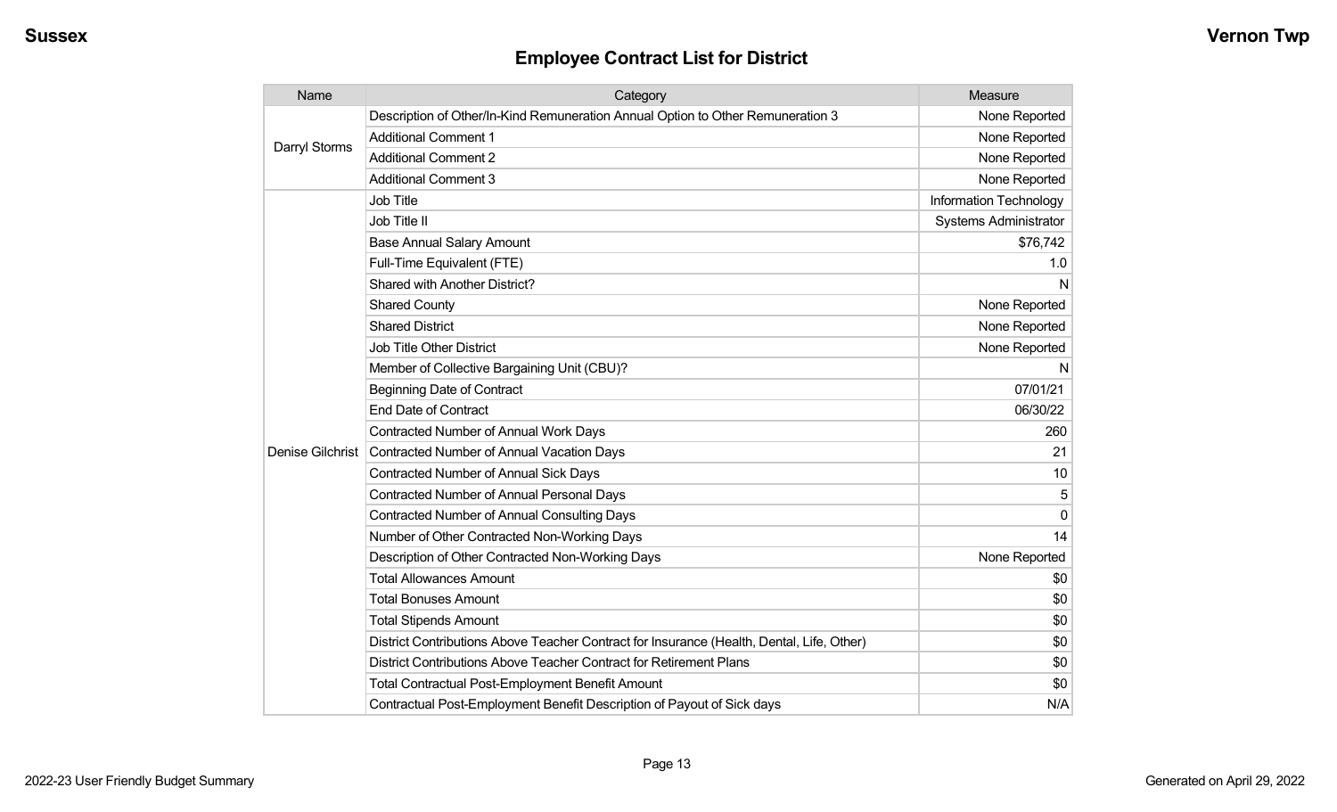## Employee Contract List for District

| Name | Category | Measure |
|---|---|---|
| Darryl Storms | Description of Other/In-Kind Remuneration Annual Option to Other Remuneration 3 | None Reported |
| | Additional Comment 1 | None Reported |
| | Additional Comment 2 | None Reported |
| | Additional Comment 3 | None Reported |
| Denise Gilchrist | Job Title | Information Technology |
| | Job Title II | Systems Administrator |
| | Base Annual Salary Amount | $76,742 |
| | Full-Time Equivalent (FTE) | 1.0 |
| | Shared with Another District? | N |
| | Shared County | None Reported |
| | Shared District | None Reported |
| | Job Title Other District | None Reported |
| | Member of Collective Bargaining Unit (CBU)? | N |
| | Beginning Date of Contract | 07/01/21 |
| | End Date of Contract | 06/30/22 |
| | Contracted Number of Annual Work Days | 260 |
| | Contracted Number of Annual Vacation Days | 21 |
| | Contracted Number of Annual Sick Days | 10 |
| | Contracted Number of Annual Personal Days | 5 |
| | Contracted Number of Annual Consulting Days | 0 |
| | Number of Other Contracted Non-Working Days | 14 |
| | Description of Other Contracted Non-Working Days | None Reported |
| | Total Allowances Amount | $0 |
| | Total Bonuses Amount | $0 |
| | Total Stipends Amount | $0 |
| | District Contributions Above Teacher Contract for Insurance (Health, Dental, Life, Other) | $0 |
| | District Contributions Above Teacher Contract for Retirement Plans | $0 |
| | Total Contractual Post-Employment Benefit Amount | $0 |
| | Contractual Post-Employment Benefit Description of Payout of Sick days | N/A |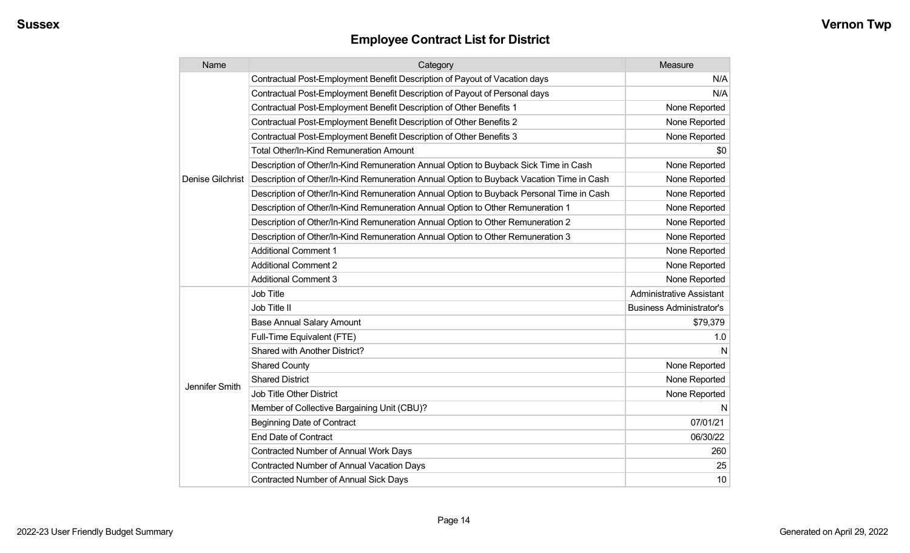## Employee Contract List for District

| Name | Category | Measure |
|---|---|---|
| Denise Gilchrist | Contractual Post-Employment Benefit Description of Payout of Vacation days | N/A |
| | Contractual Post-Employment Benefit Description of Payout of Personal days | N/A |
| | Contractual Post-Employment Benefit Description of Other Benefits 1 | None Reported |
| | Contractual Post-Employment Benefit Description of Other Benefits 2 | None Reported |
| | Contractual Post-Employment Benefit Description of Other Benefits 3 | None Reported |
| | Total Other/In-Kind Remuneration Amount | $0 |
| | Description of Other/In-Kind Remuneration Annual Option to Buyback Sick Time in Cash | None Reported |
| | Description of Other/In-Kind Remuneration Annual Option to Buyback Vacation Time in Cash | None Reported |
| | Description of Other/In-Kind Remuneration Annual Option to Buyback Personal Time in Cash | None Reported |
| | Description of Other/In-Kind Remuneration Annual Option to Other Remuneration 1 | None Reported |
| | Description of Other/In-Kind Remuneration Annual Option to Other Remuneration 2 | None Reported |
| | Description of Other/In-Kind Remuneration Annual Option to Other Remuneration 3 | None Reported |
| | Additional Comment 1 | None Reported |
| | Additional Comment 2 | None Reported |
| | Additional Comment 3 | None Reported |
| Jennifer Smith | Job Title | Administrative Assistant |
| | Job Title II | Business Administrator's |
| | Base Annual Salary Amount | $79,379 |
| | Full-Time Equivalent (FTE) | 1.0 |
| | Shared with Another District? | N |
| | Shared County | None Reported |
| | Shared District | None Reported |
| | Job Title Other District | None Reported |
| | Member of Collective Bargaining Unit (CBU)? | N |
| | Beginning Date of Contract | 07/01/21 |
| | End Date of Contract | 06/30/22 |
| | Contracted Number of Annual Work Days | 260 |
| | Contracted Number of Annual Vacation Days | 25 |
| | Contracted Number of Annual Sick Days | 10 |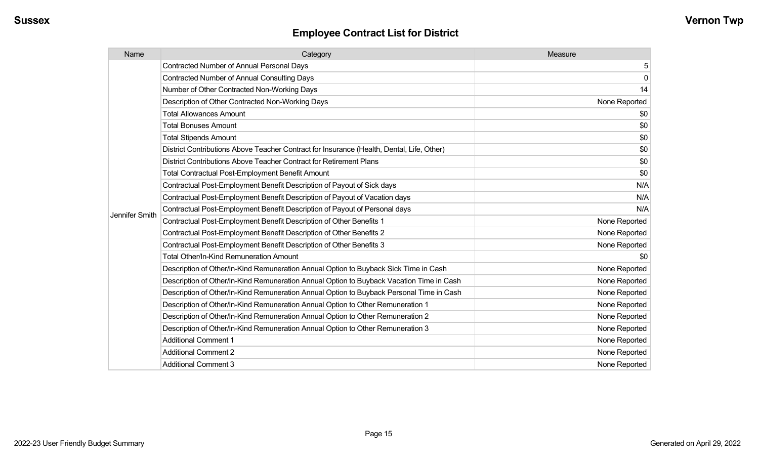## Employee Contract List for District

| Name | Category | Measure |
|---|---|---|
| Jennifer Smith | Contracted Number of Annual Personal Days | 5 |
| | Contracted Number of Annual Consulting Days | 0 |
| | Number of Other Contracted Non-Working Days | 14 |
| | Description of Other Contracted Non-Working Days | None Reported |
| | Total Allowances Amount | $0 |
| | Total Bonuses Amount | $0 |
| | Total Stipends Amount | $0 |
| | District Contributions Above Teacher Contract for Insurance (Health, Dental, Life, Other) | $0 |
| | District Contributions Above Teacher Contract for Retirement Plans | $0 |
| | Total Contractual Post-Employment Benefit Amount | $0 |
| | Contractual Post-Employment Benefit Description of Payout of Sick days | N/A |
| | Contractual Post-Employment Benefit Description of Payout of Vacation days | N/A |
| | Contractual Post-Employment Benefit Description of Payout of Personal days | N/A |
| | Contractual Post-Employment Benefit Description of Other Benefits 1 | None Reported |
| | Contractual Post-Employment Benefit Description of Other Benefits 2 | None Reported |
| | Contractual Post-Employment Benefit Description of Other Benefits 3 | None Reported |
| | Total Other/In-Kind Remuneration Amount | $0 |
| | Description of Other/In-Kind Remuneration Annual Option to Buyback Sick Time in Cash | None Reported |
| | Description of Other/In-Kind Remuneration Annual Option to Buyback Vacation Time in Cash | None Reported |
| | Description of Other/In-Kind Remuneration Annual Option to Buyback Personal Time in Cash | None Reported |
| | Description of Other/In-Kind Remuneration Annual Option to Other Remuneration 1 | None Reported |
| | Description of Other/In-Kind Remuneration Annual Option to Other Remuneration 2 | None Reported |
| | Description of Other/In-Kind Remuneration Annual Option to Other Remuneration 3 | None Reported |
| | Additional Comment 1 | None Reported |
| | Additional Comment 2 | None Reported |
| | Additional Comment 3 | None Reported |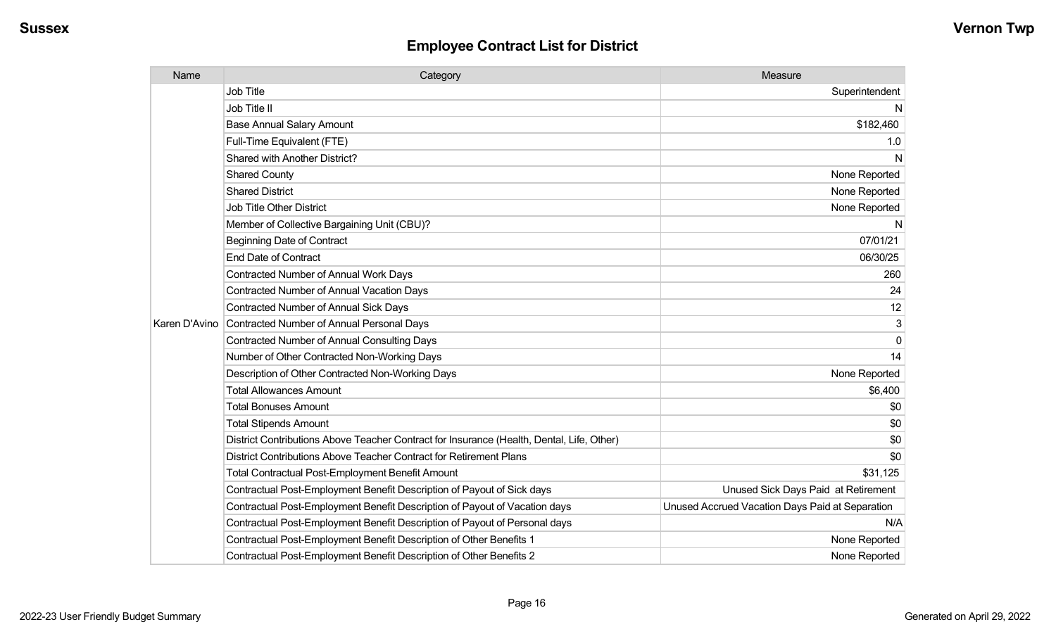## Employee Contract List for District

| Name | Category | Measure |
|---|---|---|
| Karen D'Avino | Job Title | Superintendent |
| | Job Title II | N |
| | Base Annual Salary Amount | $182,460 |
| | Full-Time Equivalent (FTE) | 1.0 |
| | Shared with Another District? | N |
| | Shared County | None Reported |
| | Shared District | None Reported |
| | Job Title Other District | None Reported |
| | Member of Collective Bargaining Unit (CBU)? | N |
| | Beginning Date of Contract | 07/01/21 |
| | End Date of Contract | 06/30/25 |
| | Contracted Number of Annual Work Days | 260 |
| | Contracted Number of Annual Vacation Days | 24 |
| | Contracted Number of Annual Sick Days | 12 |
| | Contracted Number of Annual Personal Days | 3 |
| | Contracted Number of Annual Consulting Days | 0 |
| | Number of Other Contracted Non-Working Days | 14 |
| | Description of Other Contracted Non-Working Days | None Reported |
| | Total Allowances Amount | $6,400 |
| | Total Bonuses Amount | $0 |
| | Total Stipends Amount | $0 |
| | District Contributions Above Teacher Contract for Insurance (Health, Dental, Life, Other) | $0 |
| | District Contributions Above Teacher Contract for Retirement Plans | $0 |
| | Total Contractual Post-Employment Benefit Amount | $31,125 |
| | Contractual Post-Employment Benefit Description of Payout of Sick days | Unused Sick Days Paid at Retirement |
| | Contractual Post-Employment Benefit Description of Payout of Vacation days | Unused Accrued Vacation Days Paid at Separation |
| | Contractual Post-Employment Benefit Description of Payout of Personal days | N/A |
| | Contractual Post-Employment Benefit Description of Other Benefits 1 | None Reported |
| | Contractual Post-Employment Benefit Description of Other Benefits 2 | None Reported |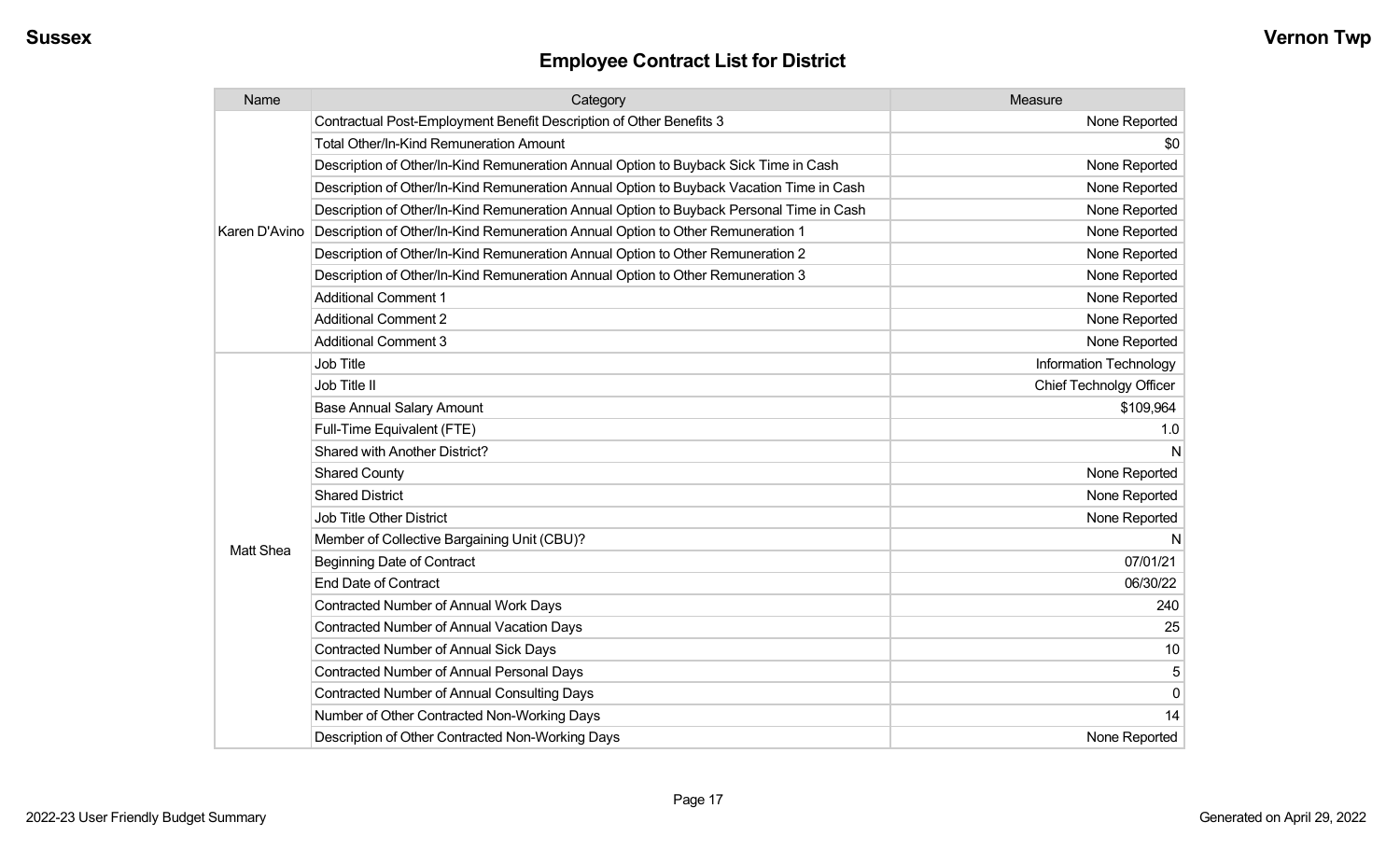## Employee Contract List for District

| Name | Category | Measure |
|---|---|---|
| Karen D'Avino | Contractual Post-Employment Benefit Description of Other Benefits 3 | None Reported |
| | Total Other/In-Kind Remuneration Amount | $0 |
| | Description of Other/In-Kind Remuneration Annual Option to Buyback Sick Time in Cash | None Reported |
| | Description of Other/In-Kind Remuneration Annual Option to Buyback Vacation Time in Cash | None Reported |
| | Description of Other/In-Kind Remuneration Annual Option to Buyback Personal Time in Cash | None Reported |
| | Description of Other/In-Kind Remuneration Annual Option to Other Remuneration 1 | None Reported |
| | Description of Other/In-Kind Remuneration Annual Option to Other Remuneration 2 | None Reported |
| | Description of Other/In-Kind Remuneration Annual Option to Other Remuneration 3 | None Reported |
| | Additional Comment 1 | None Reported |
| | Additional Comment 2 | None Reported |
| | Additional Comment 3 | None Reported |
| Matt Shea | Job Title | Information Technology |
| | Job Title II | Chief Technolgy Officer |
| | Base Annual Salary Amount | $109,964 |
| | Full-Time Equivalent (FTE) | 1.0 |
| | Shared with Another District? | N |
| | Shared County | None Reported |
| | Shared District | None Reported |
| | Job Title Other District | None Reported |
| | Member of Collective Bargaining Unit (CBU)? | N |
| | Beginning Date of Contract | 07/01/21 |
| | End Date of Contract | 06/30/22 |
| | Contracted Number of Annual Work Days | 240 |
| | Contracted Number of Annual Vacation Days | 25 |
| | Contracted Number of Annual Sick Days | 10 |
| | Contracted Number of Annual Personal Days | 5 |
| | Contracted Number of Annual Consulting Days | 0 |
| | Number of Other Contracted Non-Working Days | 14 |
| | Description of Other Contracted Non-Working Days | None Reported |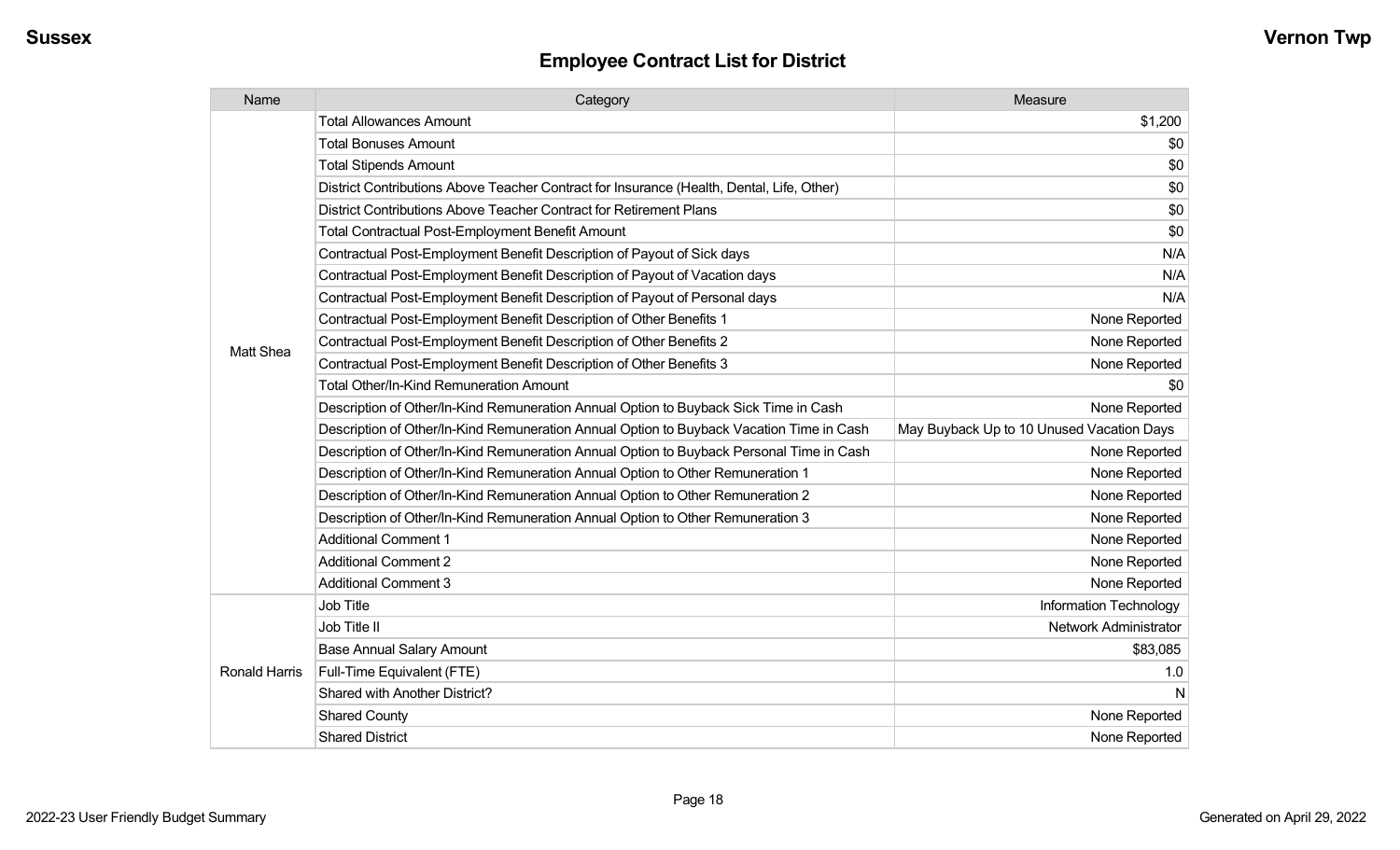## Employee Contract List for District

| Name | Category | Measure |
|---|---|---|
| Matt Shea | Total Allowances Amount | $1,200 |
| | Total Bonuses Amount | $0 |
| | Total Stipends Amount | $0 |
| | District Contributions Above Teacher Contract for Insurance (Health, Dental, Life, Other) | $0 |
| | District Contributions Above Teacher Contract for Retirement Plans | $0 |
| | Total Contractual Post-Employment Benefit Amount | $0 |
| | Contractual Post-Employment Benefit Description of Payout of Sick days | N/A |
| | Contractual Post-Employment Benefit Description of Payout of Vacation days | N/A |
| | Contractual Post-Employment Benefit Description of Payout of Personal days | N/A |
| | Contractual Post-Employment Benefit Description of Other Benefits 1 | None Reported |
| | Contractual Post-Employment Benefit Description of Other Benefits 2 | None Reported |
| | Contractual Post-Employment Benefit Description of Other Benefits 3 | None Reported |
| | Total Other/In-Kind Remuneration Amount | $0 |
| | Description of Other/In-Kind Remuneration Annual Option to Buyback Sick Time in Cash | None Reported |
| | Description of Other/In-Kind Remuneration Annual Option to Buyback Vacation Time in Cash | May Buyback Up to 10 Unused Vacation Days |
| | Description of Other/In-Kind Remuneration Annual Option to Buyback Personal Time in Cash | None Reported |
| | Description of Other/In-Kind Remuneration Annual Option to Other Remuneration 1 | None Reported |
| | Description of Other/In-Kind Remuneration Annual Option to Other Remuneration 2 | None Reported |
| | Description of Other/In-Kind Remuneration Annual Option to Other Remuneration 3 | None Reported |
| | Additional Comment 1 | None Reported |
| | Additional Comment 2 | None Reported |
| | Additional Comment 3 | None Reported |
| Ronald Harris | Job Title | Information Technology |
| | Job Title II | Network Administrator |
| | Base Annual Salary Amount | $83,085 |
| | Full-Time Equivalent (FTE) | 1.0 |
| | Shared with Another District? | N |
| | Shared County | None Reported |
| | Shared District | None Reported |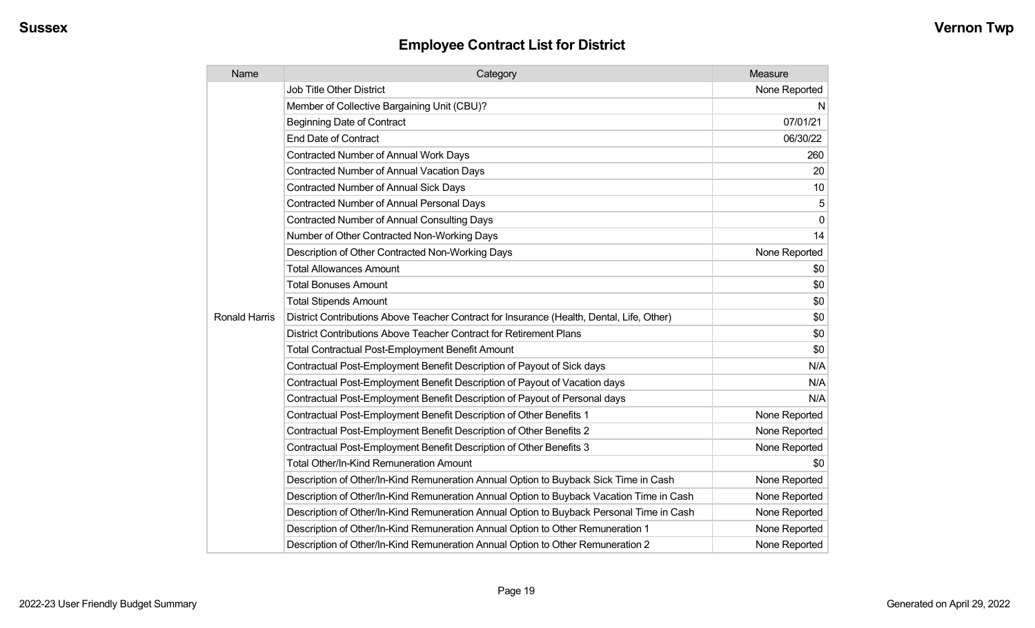## Employee Contract List for District

| Name | Category | Measure |
|---|---|---|
| Ronald Harris | Job Title Other District | None Reported |
| | Member of Collective Bargaining Unit (CBU)? | N |
| | Beginning Date of Contract | 07/01/21 |
| | End Date of Contract | 06/30/22 |
| | Contracted Number of Annual Work Days | 260 |
| | Contracted Number of Annual Vacation Days | 20 |
| | Contracted Number of Annual Sick Days | 10 |
| | Contracted Number of Annual Personal Days | 5 |
| | Contracted Number of Annual Consulting Days | 0 |
| | Number of Other Contracted Non-Working Days | 14 |
| | Description of Other Contracted Non-Working Days | None Reported |
| | Total Allowances Amount | $0 |
| | Total Bonuses Amount | $0 |
| | Total Stipends Amount | $0 |
| | District Contributions Above Teacher Contract for Insurance (Health, Dental, Life, Other) | $0 |
| | District Contributions Above Teacher Contract for Retirement Plans | $0 |
| | Total Contractual Post-Employment Benefit Amount | $0 |
| | Contractual Post-Employment Benefit Description of Payout of Sick days | N/A |
| | Contractual Post-Employment Benefit Description of Payout of Vacation days | N/A |
| | Contractual Post-Employment Benefit Description of Payout of Personal days | N/A |
| | Contractual Post-Employment Benefit Description of Other Benefits 1 | None Reported |
| | Contractual Post-Employment Benefit Description of Other Benefits 2 | None Reported |
| | Contractual Post-Employment Benefit Description of Other Benefits 3 | None Reported |
| | Total Other/In-Kind Remuneration Amount | $0 |
| | Description of Other/In-Kind Remuneration Annual Option to Buyback Sick Time in Cash | None Reported |
| | Description of Other/In-Kind Remuneration Annual Option to Buyback Vacation Time in Cash | None Reported |
| | Description of Other/In-Kind Remuneration Annual Option to Buyback Personal Time in Cash | None Reported |
| | Description of Other/In-Kind Remuneration Annual Option to Other Remuneration 1 | None Reported |
| | Description of Other/In-Kind Remuneration Annual Option to Other Remuneration 2 | None Reported |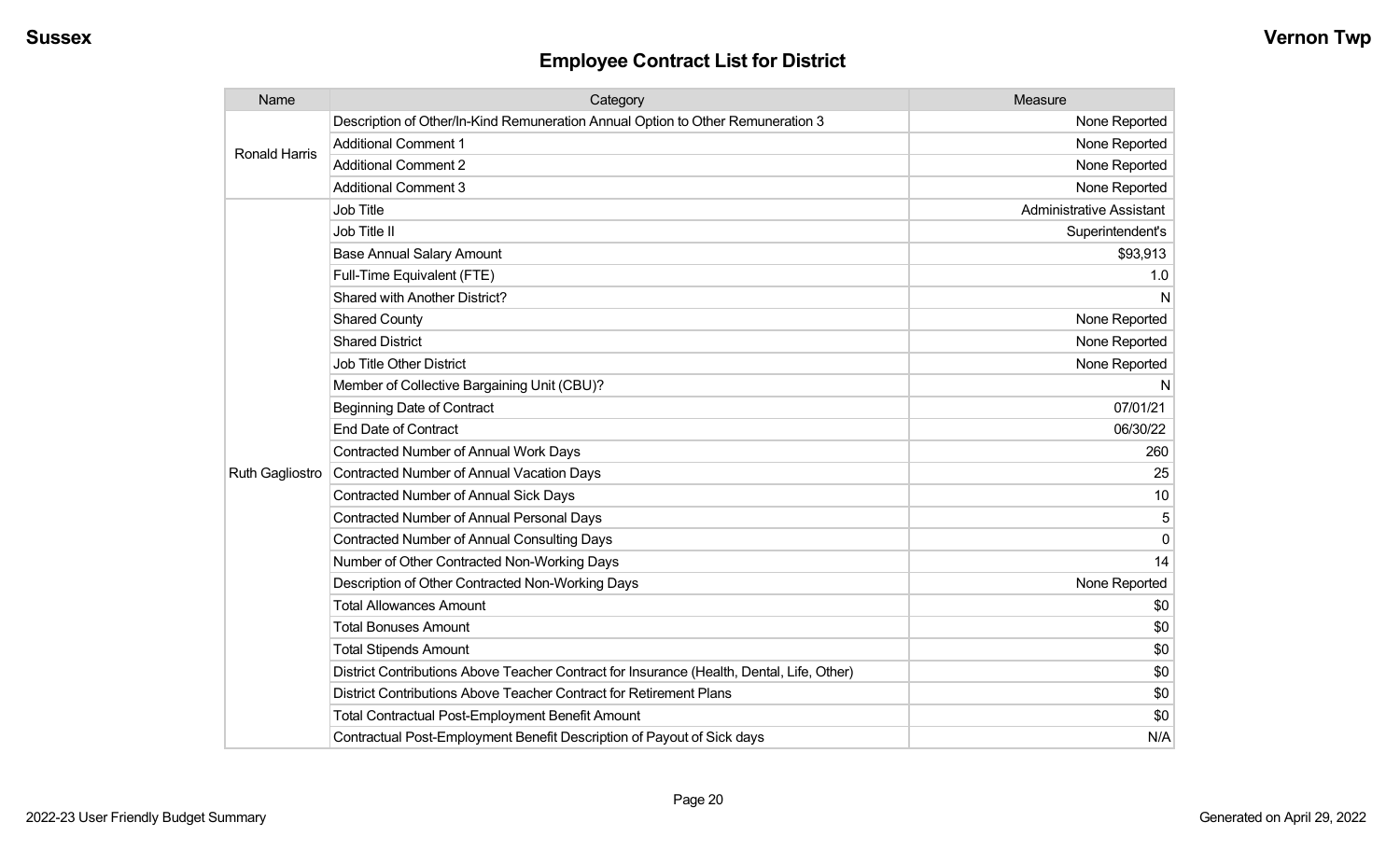## Employee Contract List for District

| Name | Category | Measure |
| --- | --- | --- |
| Ronald Harris | Description of Other/In-Kind Remuneration Annual Option to Other Remuneration 3 | None Reported |
| | Additional Comment 1 | None Reported |
| | Additional Comment 2 | None Reported |
| | Additional Comment 3 | None Reported |
| Ruth Gagliostro | Job Title | Administrative Assistant |
| | Job Title II | Superintendent's |
| | Base Annual Salary Amount | $93,913 |
| | Full-Time Equivalent (FTE) | 1.0 |
| | Shared with Another District? | N |
| | Shared County | None Reported |
| | Shared District | None Reported |
| | Job Title Other District | None Reported |
| | Member of Collective Bargaining Unit (CBU)? | N |
| | Beginning Date of Contract | 07/01/21 |
| | End Date of Contract | 06/30/22 |
| | Contracted Number of Annual Work Days | 260 |
| | Contracted Number of Annual Vacation Days | 25 |
| | Contracted Number of Annual Sick Days | 10 |
| | Contracted Number of Annual Personal Days | 5 |
| | Contracted Number of Annual Consulting Days | 0 |
| | Number of Other Contracted Non-Working Days | 14 |
| | Description of Other Contracted Non-Working Days | None Reported |
| | Total Allowances Amount | $0 |
| | Total Bonuses Amount | $0 |
| | Total Stipends Amount | $0 |
| | District Contributions Above Teacher Contract for Insurance (Health, Dental, Life, Other) | $0 |
| | District Contributions Above Teacher Contract for Retirement Plans | $0 |
| | Total Contractual Post-Employment Benefit Amount | $0 |
| | Contractual Post-Employment Benefit Description of Payout of Sick days | N/A |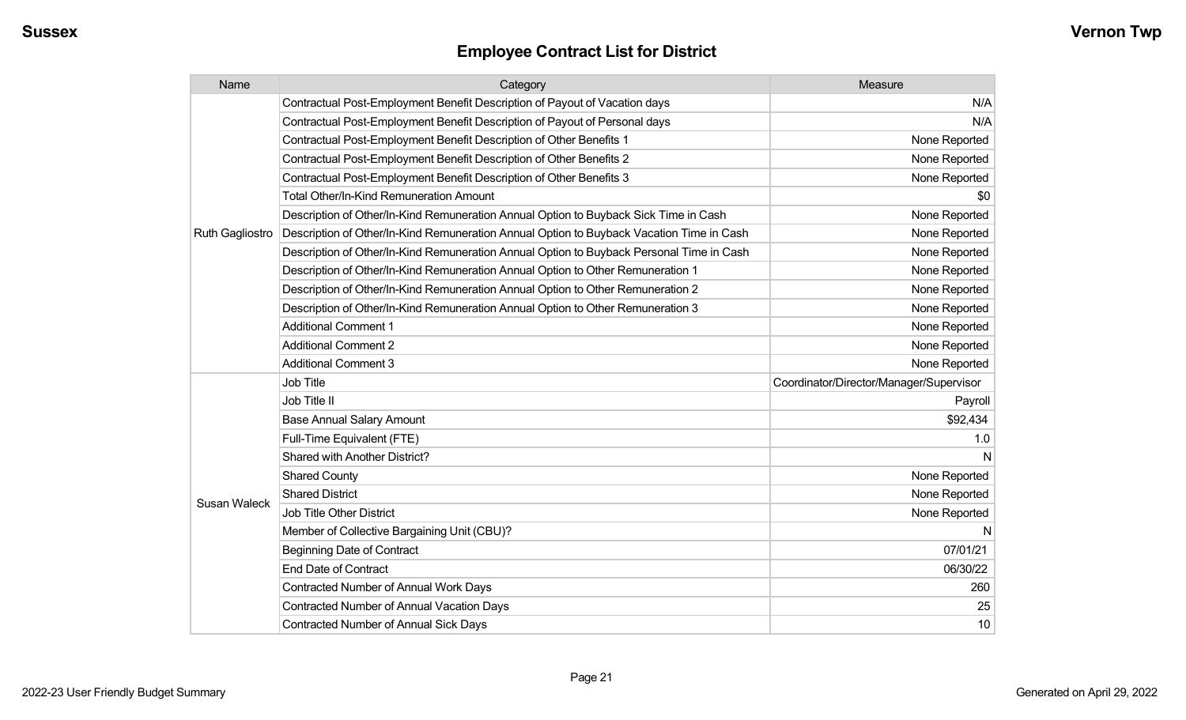## Employee Contract List for District

| Name | Category | Measure |
|---|---|---|
| Ruth Gagliostro | Contractual Post-Employment Benefit Description of Payout of Vacation days | N/A |
| | Contractual Post-Employment Benefit Description of Payout of Personal days | N/A |
| | Contractual Post-Employment Benefit Description of Other Benefits 1 | None Reported |
| | Contractual Post-Employment Benefit Description of Other Benefits 2 | None Reported |
| | Contractual Post-Employment Benefit Description of Other Benefits 3 | None Reported |
| | Total Other/In-Kind Remuneration Amount | $0 |
| | Description of Other/In-Kind Remuneration Annual Option to Buyback Sick Time in Cash | None Reported |
| | Description of Other/In-Kind Remuneration Annual Option to Buyback Vacation Time in Cash | None Reported |
| | Description of Other/In-Kind Remuneration Annual Option to Buyback Personal Time in Cash | None Reported |
| | Description of Other/In-Kind Remuneration Annual Option to Other Remuneration 1 | None Reported |
| | Description of Other/In-Kind Remuneration Annual Option to Other Remuneration 2 | None Reported |
| | Description of Other/In-Kind Remuneration Annual Option to Other Remuneration 3 | None Reported |
| | Additional Comment 1 | None Reported |
| | Additional Comment 2 | None Reported |
| | Additional Comment 3 | None Reported |
| Susan Waleck | Job Title | Coordinator/Director/Manager/Supervisor |
| | Job Title II | Payroll |
| | Base Annual Salary Amount | $92,434 |
| | Full-Time Equivalent (FTE) | 1.0 |
| | Shared with Another District? | N |
| | Shared County | None Reported |
| | Shared District | None Reported |
| | Job Title Other District | None Reported |
| | Member of Collective Bargaining Unit (CBU)? | N |
| | Beginning Date of Contract | 07/01/21 |
| | End Date of Contract | 06/30/22 |
| | Contracted Number of Annual Work Days | 260 |
| | Contracted Number of Annual Vacation Days | 25 |
| | Contracted Number of Annual Sick Days | 10 |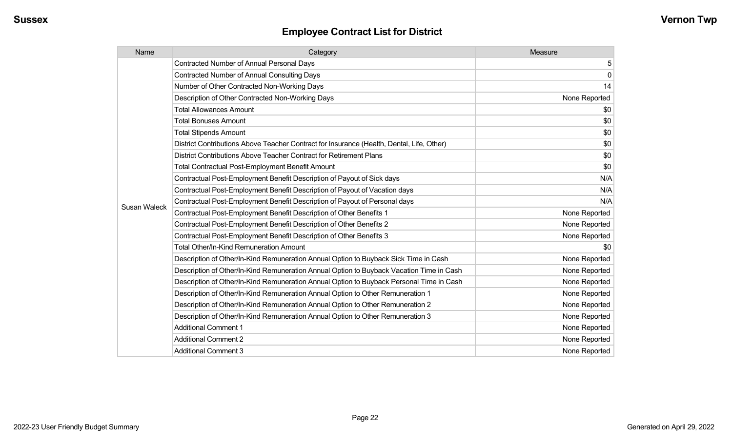## Employee Contract List for District

| Name | Category | Measure |
|---|---|---|
| Susan Waleck | Contracted Number of Annual Personal Days | 5 |
| | Contracted Number of Annual Consulting Days | 0 |
| | Number of Other Contracted Non-Working Days | 14 |
| | Description of Other Contracted Non-Working Days | None Reported |
| | Total Allowances Amount | $0 |
| | Total Bonuses Amount | $0 |
| | Total Stipends Amount | $0 |
| | District Contributions Above Teacher Contract for Insurance (Health, Dental, Life, Other) | $0 |
| | District Contributions Above Teacher Contract for Retirement Plans | $0 |
| | Total Contractual Post-Employment Benefit Amount | $0 |
| | Contractual Post-Employment Benefit Description of Payout of Sick days | N/A |
| | Contractual Post-Employment Benefit Description of Payout of Vacation days | N/A |
| | Contractual Post-Employment Benefit Description of Payout of Personal days | N/A |
| | Contractual Post-Employment Benefit Description of Other Benefits 1 | None Reported |
| | Contractual Post-Employment Benefit Description of Other Benefits 2 | None Reported |
| | Contractual Post-Employment Benefit Description of Other Benefits 3 | None Reported |
| | Total Other/In-Kind Remuneration Amount | $0 |
| | Description of Other/In-Kind Remuneration Annual Option to Buyback Sick Time in Cash | None Reported |
| | Description of Other/In-Kind Remuneration Annual Option to Buyback Vacation Time in Cash | None Reported |
| | Description of Other/In-Kind Remuneration Annual Option to Buyback Personal Time in Cash | None Reported |
| | Description of Other/In-Kind Remuneration Annual Option to Other Remuneration 1 | None Reported |
| | Description of Other/In-Kind Remuneration Annual Option to Other Remuneration 2 | None Reported |
| | Description of Other/In-Kind Remuneration Annual Option to Other Remuneration 3 | None Reported |
| | Additional Comment 1 | None Reported |
| | Additional Comment 2 | None Reported |
| | Additional Comment 3 | None Reported |